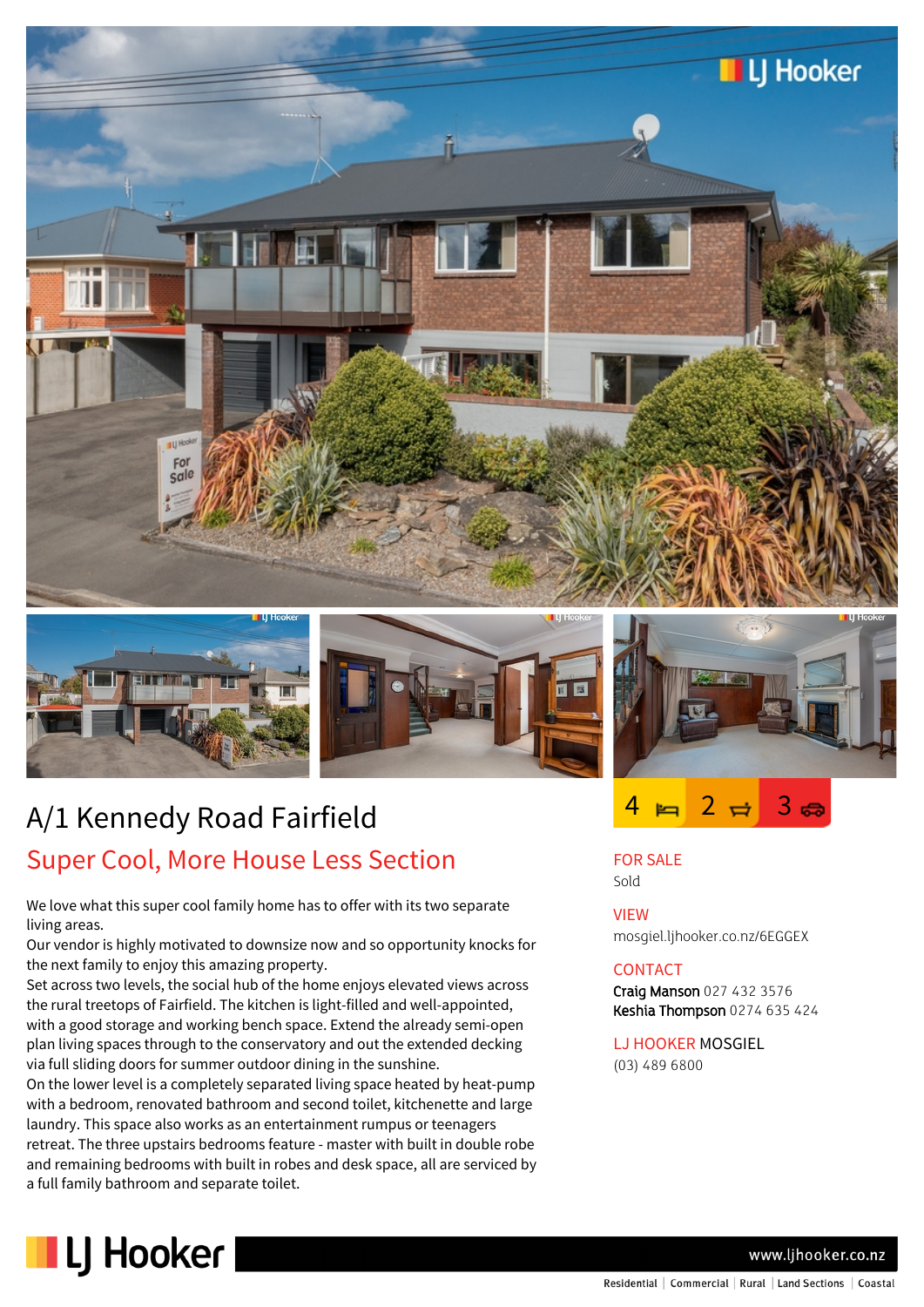# A/1 Kennedy Road Fairfield

## Super Cool, More House Less Section

4 bedrooms | 2 bathrooms | 3 car spaces

We love what this super cool family home has to offer with its two separate living areas.

Our vendor is highly motivated to downsize now and so opportunity knocks for the next family to enjoy this amazing property.

Set across two levels, the social hub of the home enjoys elevated views across the rural treetops of Fairfield. The kitchen is light-filled and well-appointed, with a good storage and working bench space. Extend the already semi-open plan living spaces through to the conservatory and out the extended decking via full sliding doors for summer outdoor dining in the sunshine.

On the lower level is a completely separated living space heated by heat-pump with a bedroom, renovated bathroom and second toilet, kitchenette and large laundry. This space also works as an entertainment rumpus or teenagers retreat. The three upstairs bedrooms feature - master with built in double robe and remaining bedrooms with built in robes and desk space, all are serviced by a full family bathroom and separate toilet.

**FOR SALE**
Sold

**VIEW**
mosgiel.ljhooker.co.nz/6EGGEX

**CONTACT**
**Craig Manson** 027 432 3576
**Keshia Thompson** 0274 635 424

**LJ HOOKER MOSGIEL**
(03) 489 6800

www.ljhooker.co.nz

Residential | Commercial | Rural | Land Sections | Coastal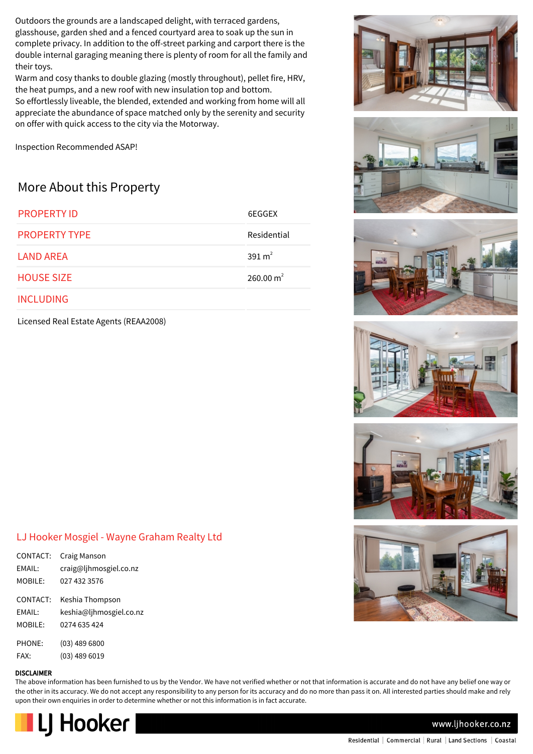Outdoors the grounds are a landscaped delight, with terraced gardens, glasshouse, garden shed and a fenced courtyard area to soak up the sun in complete privacy. In addition to the off-street parking and carport there is the double internal garaging meaning there is plenty of room for all the family and their toys.
Warm and cosy thanks to double glazing (mostly throughout), pellet fire, HRV, the heat pumps, and a new roof with new insulation top and bottom.
So effortlessly liveable, the blended, extended and working from home will all appreciate the abundance of space matched only by the serenity and security on offer with quick access to the city via the Motorway.

Inspection Recommended ASAP!

## More About this Property

| | |
|---|---|
| PROPERTY ID | 6EGGEX |
| PROPERTY TYPE | Residential |
| LAND AREA | 391 $m^2$ |
| HOUSE SIZE | 260.00 $m^2$ |
| INCLUDING | |

Licensed Real Estate Agents (REAA2008)

## LJ Hooker Mosgiel - Wayne Graham Realty Ltd

CONTACT: Craig Manson
EMAIL: craig@ljhmosgiel.co.nz
MOBILE: 027 432 3576

CONTACT: Keshia Thompson
EMAIL: keshia@ljhmosgiel.co.nz
MOBILE: 0274 635 424

PHONE: (03) 489 6800
FAX: (03) 489 6019

**DISCLAIMER**
The above information has been furnished to us by the Vendor. We have not verified whether or not that information is accurate and do not have any belief one way or the other in its accuracy. We do not accept any responsibility to any person for its accuracy and do no more than pass it on. All interested parties should make and rely upon their own enquiries in order to determine whether or not this information is in fact accurate.

LJ Hooker www.ljhooker.co.nz

Residential | Commercial | Rural | Land Sections | Coastal